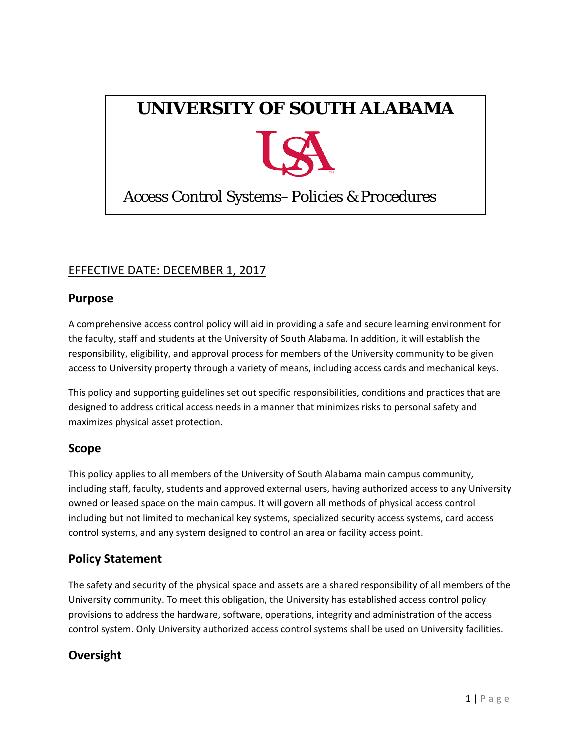# UNIVERSITY OF SOUTH ALABAMA

Access Control Systems– Policies & Procedures

EFFECTIVE DATE: DECEMBER 1, 2017

## Purpose

A comprehensive access control policy will aid in providing a safe and secure learning environment for the faculty, staff and students at the University of South Alabama. In addition, it will establish the responsibility, eligibility, and approval process for members of the University community to be given access to University property through a variety of means, including access cards and mechanical keys.

This policy and supporting guidelines set out specific responsibilities, conditions and practices that are designed to address critical access needs in a manner that minimizes risks to personal safety and maximizes physical asset protection.

## Scope

This policy applies to all members of the University of South Alabama main campus community, including staff, faculty, students and approved external users, having authorized access to any University owned or leased space on the main campus. It will govern all methods of physical access control including but not limited to mechanical key systems, specialized security access systems, card access control systems, and any system designed to control an area or facility access point.

## Policy Statement

The safety and security of the physical space and assets are a shared responsibility of all members of the University community. To meet this obligation, the University has established access control policy provisions to address the hardware, software, operations, integrity and administration of the access control system. Only University authorized access control systems shall be used on University facilities.

## Oversight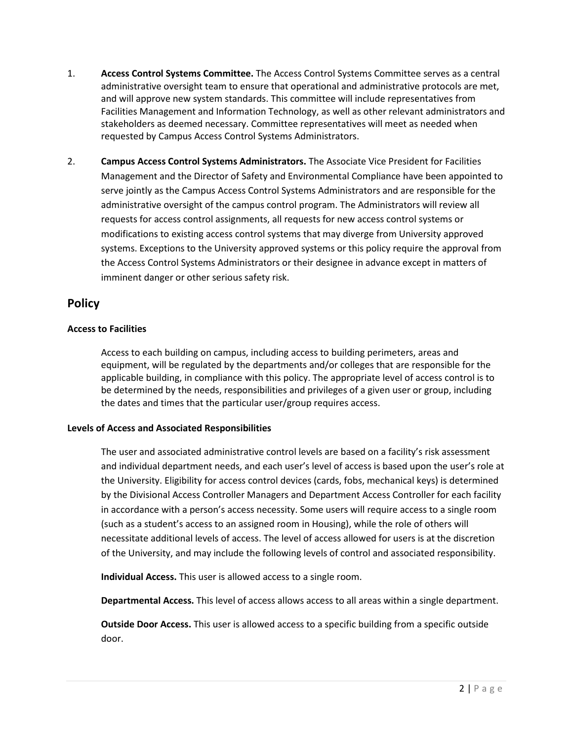1. **Access Control Systems Committee.** The Access Control Systems Committee serves as a central administrative oversight team to ensure that operational and administrative protocols are met, and will approve new system standards. This committee will include representatives from Facilities Management and Information Technology, as well as other relevant administrators and stakeholders as deemed necessary. Committee representatives will meet as needed when requested by Campus Access Control Systems Administrators.

2. **Campus Access Control Systems Administrators.** The Associate Vice President for Facilities Management and the Director of Safety and Environmental Compliance have been appointed to serve jointly as the Campus Access Control Systems Administrators and are responsible for the administrative oversight of the campus control program. The Administrators will review all requests for access control assignments, all requests for new access control systems or modifications to existing access control systems that may diverge from University approved systems. Exceptions to the University approved systems or this policy require the approval from the Access Control Systems Administrators or their designee in advance except in matters of imminent danger or other serious safety risk.

## Policy

### Access to Facilities

Access to each building on campus, including access to building perimeters, areas and equipment, will be regulated by the departments and/or colleges that are responsible for the applicable building, in compliance with this policy. The appropriate level of access control is to be determined by the needs, responsibilities and privileges of a given user or group, including the dates and times that the particular user/group requires access.

### Levels of Access and Associated Responsibilities

The user and associated administrative control levels are based on a facility's risk assessment and individual department needs, and each user's level of access is based upon the user's role at the University. Eligibility for access control devices (cards, fobs, mechanical keys) is determined by the Divisional Access Controller Managers and Department Access Controller for each facility in accordance with a person's access necessity. Some users will require access to a single room (such as a student's access to an assigned room in Housing), while the role of others will necessitate additional levels of access. The level of access allowed for users is at the discretion of the University, and may include the following levels of control and associated responsibility.

**Individual Access.** This user is allowed access to a single room.

**Departmental Access.** This level of access allows access to all areas within a single department.

**Outside Door Access.** This user is allowed access to a specific building from a specific outside door.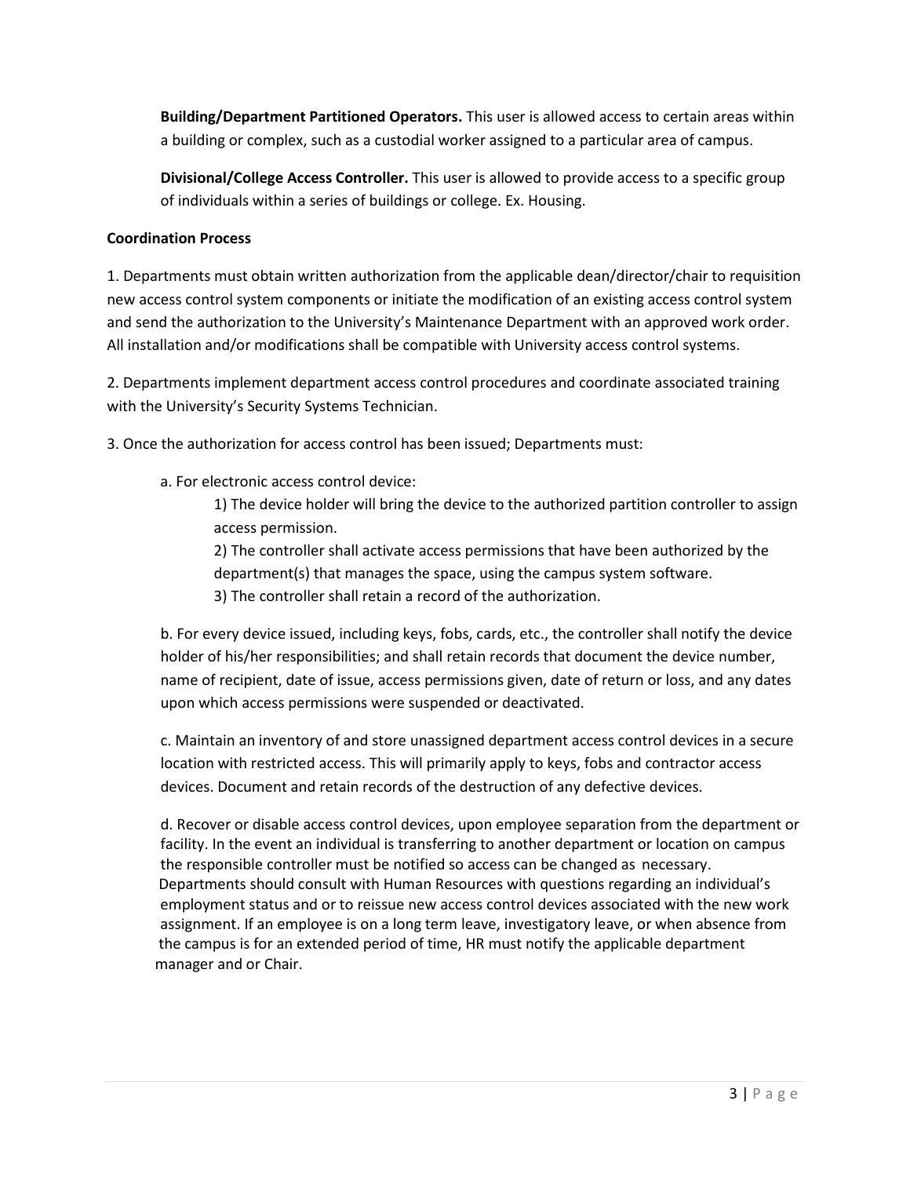**Building/Department Partitioned Operators.** This user is allowed access to certain areas within a building or complex, such as a custodial worker assigned to a particular area of campus.

**Divisional/College Access Controller.** This user is allowed to provide access to a specific group of individuals within a series of buildings or college. Ex. Housing.

**Coordination Process**

1. Departments must obtain written authorization from the applicable dean/director/chair to requisition new access control system components or initiate the modification of an existing access control system and send the authorization to the University's Maintenance Department with an approved work order. All installation and/or modifications shall be compatible with University access control systems.

2. Departments implement department access control procedures and coordinate associated training with the University's Security Systems Technician.

3. Once the authorization for access control has been issued; Departments must:

   a. For electronic access control device:

      1) The device holder will bring the device to the authorized partition controller to assign access permission.
      2) The controller shall activate access permissions that have been authorized by the department(s) that manages the space, using the campus system software.
      3) The controller shall retain a record of the authorization.

   b. For every device issued, including keys, fobs, cards, etc., the controller shall notify the device holder of his/her responsibilities; and shall retain records that document the device number, name of recipient, date of issue, access permissions given, date of return or loss, and any dates upon which access permissions were suspended or deactivated.

   c. Maintain an inventory of and store unassigned department access control devices in a secure location with restricted access. This will primarily apply to keys, fobs and contractor access devices. Document and retain records of the destruction of any defective devices.

   d. Recover or disable access control devices, upon employee separation from the department or facility. In the event an individual is transferring to another department or location on campus the responsible controller must be notified so access can be changed as necessary. Departments should consult with Human Resources with questions regarding an individual's employment status and or to reissue new access control devices associated with the new work assignment. If an employee is on a long term leave, investigatory leave, or when absence from the campus is for an extended period of time, HR must notify the applicable department manager and or Chair.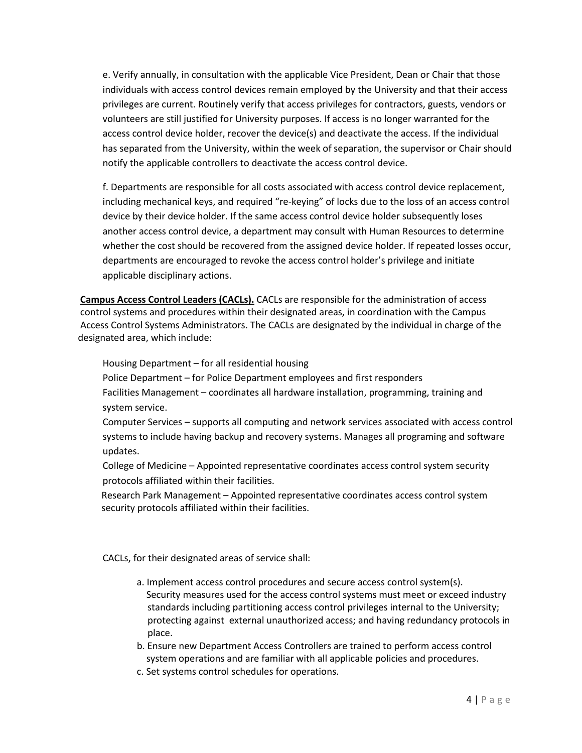e. Verify annually, in consultation with the applicable Vice President, Dean or Chair that those individuals with access control devices remain employed by the University and that their access privileges are current. Routinely verify that access privileges for contractors, guests, vendors or volunteers are still justified for University purposes. If access is no longer warranted for the access control device holder, recover the device(s) and deactivate the access. If the individual has separated from the University, within the week of separation, the supervisor or Chair should notify the applicable controllers to deactivate the access control device.

f. Departments are responsible for all costs associated with access control device replacement, including mechanical keys, and required "re-keying" of locks due to the loss of an access control device by their device holder. If the same access control device holder subsequently loses another access control device, a department may consult with Human Resources to determine whether the cost should be recovered from the assigned device holder. If repeated losses occur, departments are encouraged to revoke the access control holder's privilege and initiate applicable disciplinary actions.

**Campus Access Control Leaders (CACLs).** CACLs are responsible for the administration of access control systems and procedures within their designated areas, in coordination with the Campus Access Control Systems Administrators. The CACLs are designated by the individual in charge of the designated area, which include:

Housing Department – for all residential housing

Police Department – for Police Department employees and first responders

Facilities Management – coordinates all hardware installation, programming, training and system service.

Computer Services – supports all computing and network services associated with access control systems to include having backup and recovery systems. Manages all programing and software updates.

College of Medicine – Appointed representative coordinates access control system security protocols affiliated within their facilities.

Research Park Management – Appointed representative coordinates access control system security protocols affiliated within their facilities.

CACLs, for their designated areas of service shall:

a. Implement access control procedures and secure access control system(s). Security measures used for the access control systems must meet or exceed industry standards including partitioning access control privileges internal to the University; protecting against external unauthorized access; and having redundancy protocols in place.

b. Ensure new Department Access Controllers are trained to perform access control system operations and are familiar with all applicable policies and procedures.

c. Set systems control schedules for operations.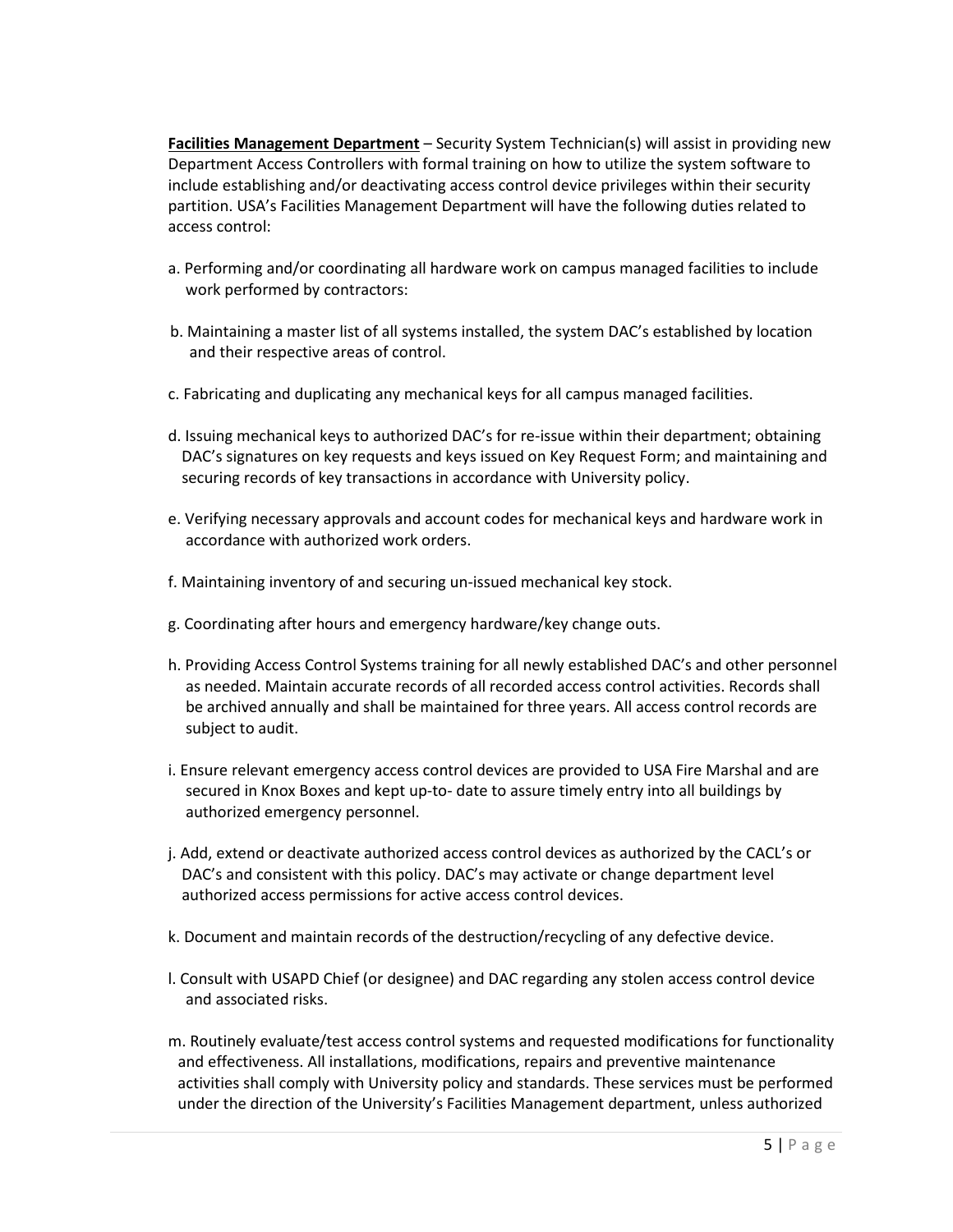**Facilities Management Department** – Security System Technician(s) will assist in providing new Department Access Controllers with formal training on how to utilize the system software to include establishing and/or deactivating access control device privileges within their security partition. USA's Facilities Management Department will have the following duties related to access control:

a. Performing and/or coordinating all hardware work on campus managed facilities to include work performed by contractors:

b. Maintaining a master list of all systems installed, the system DAC's established by location and their respective areas of control.

c. Fabricating and duplicating any mechanical keys for all campus managed facilities.

d. Issuing mechanical keys to authorized DAC's for re-issue within their department; obtaining DAC's signatures on key requests and keys issued on Key Request Form; and maintaining and securing records of key transactions in accordance with University policy.

e. Verifying necessary approvals and account codes for mechanical keys and hardware work in accordance with authorized work orders.

f. Maintaining inventory of and securing un-issued mechanical key stock.

g. Coordinating after hours and emergency hardware/key change outs.

h. Providing Access Control Systems training for all newly established DAC's and other personnel as needed. Maintain accurate records of all recorded access control activities. Records shall be archived annually and shall be maintained for three years. All access control records are subject to audit.

i. Ensure relevant emergency access control devices are provided to USA Fire Marshal and are secured in Knox Boxes and kept up-to- date to assure timely entry into all buildings by authorized emergency personnel.

j. Add, extend or deactivate authorized access control devices as authorized by the CACL's or DAC's and consistent with this policy. DAC's may activate or change department level authorized access permissions for active access control devices.

k. Document and maintain records of the destruction/recycling of any defective device.

l. Consult with USAPD Chief (or designee) and DAC regarding any stolen access control device and associated risks.

m. Routinely evaluate/test access control systems and requested modifications for functionality and effectiveness. All installations, modifications, repairs and preventive maintenance activities shall comply with University policy and standards. These services must be performed under the direction of the University's Facilities Management department, unless authorized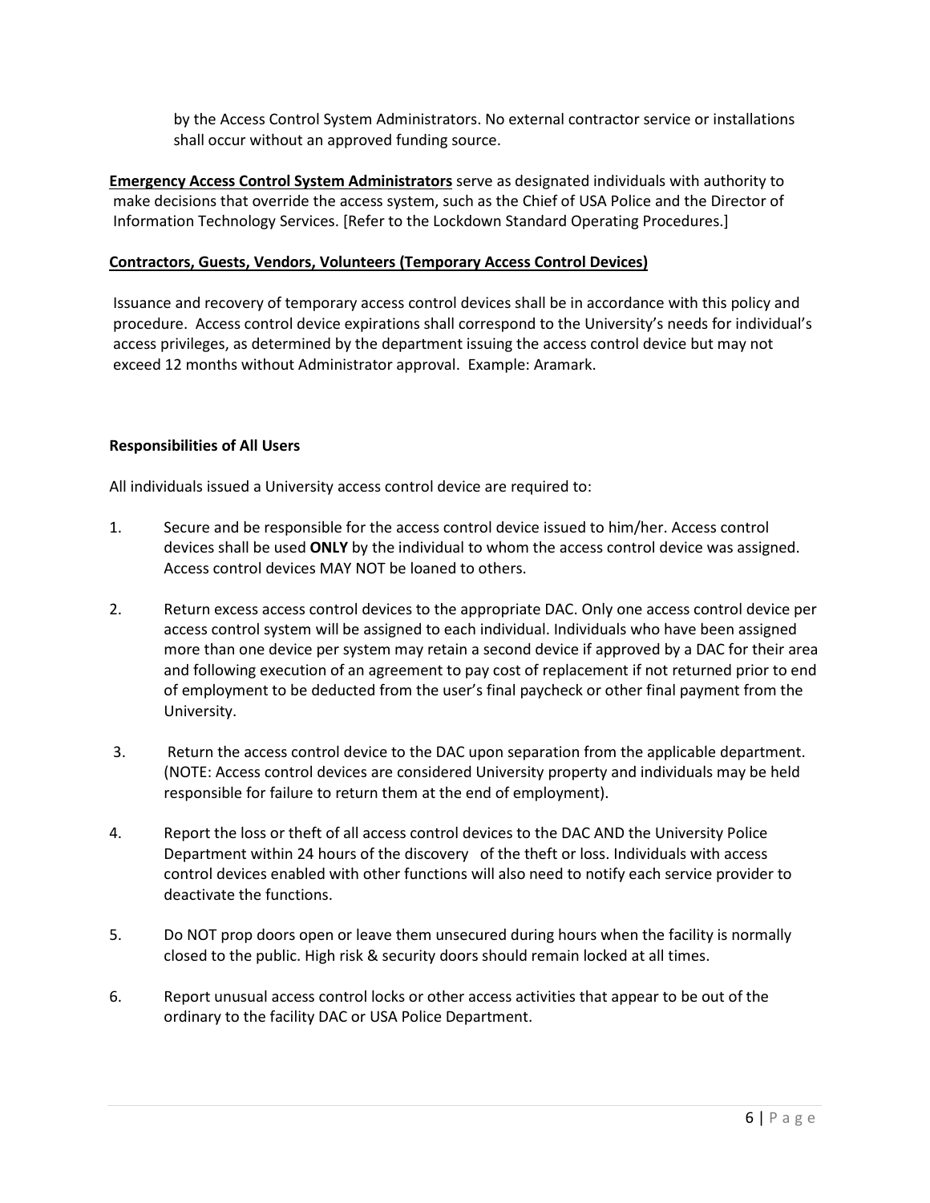by the Access Control System Administrators. No external contractor service or installations shall occur without an approved funding source.

**Emergency Access Control System Administrators** serve as designated individuals with authority to make decisions that override the access system, such as the Chief of USA Police and the Director of Information Technology Services. [Refer to the Lockdown Standard Operating Procedures.]

**Contractors, Guests, Vendors, Volunteers (Temporary Access Control Devices)**

Issuance and recovery of temporary access control devices shall be in accordance with this policy and procedure. Access control device expirations shall correspond to the University's needs for individual's access privileges, as determined by the department issuing the access control device but may not exceed 12 months without Administrator approval. Example: Aramark.

**Responsibilities of All Users**

All individuals issued a University access control device are required to:

1. Secure and be responsible for the access control device issued to him/her. Access control devices shall be used **ONLY** by the individual to whom the access control device was assigned. Access control devices MAY NOT be loaned to others.

2. Return excess access control devices to the appropriate DAC. Only one access control device per access control system will be assigned to each individual. Individuals who have been assigned more than one device per system may retain a second device if approved by a DAC for their area and following execution of an agreement to pay cost of replacement if not returned prior to end of employment to be deducted from the user's final paycheck or other final payment from the University.

3. Return the access control device to the DAC upon separation from the applicable department. (NOTE: Access control devices are considered University property and individuals may be held responsible for failure to return them at the end of employment).

4. Report the loss or theft of all access control devices to the DAC AND the University Police Department within 24 hours of the discovery of the theft or loss. Individuals with access control devices enabled with other functions will also need to notify each service provider to deactivate the functions.

5. Do NOT prop doors open or leave them unsecured during hours when the facility is normally closed to the public. High risk & security doors should remain locked at all times.

6. Report unusual access control locks or other access activities that appear to be out of the ordinary to the facility DAC or USA Police Department.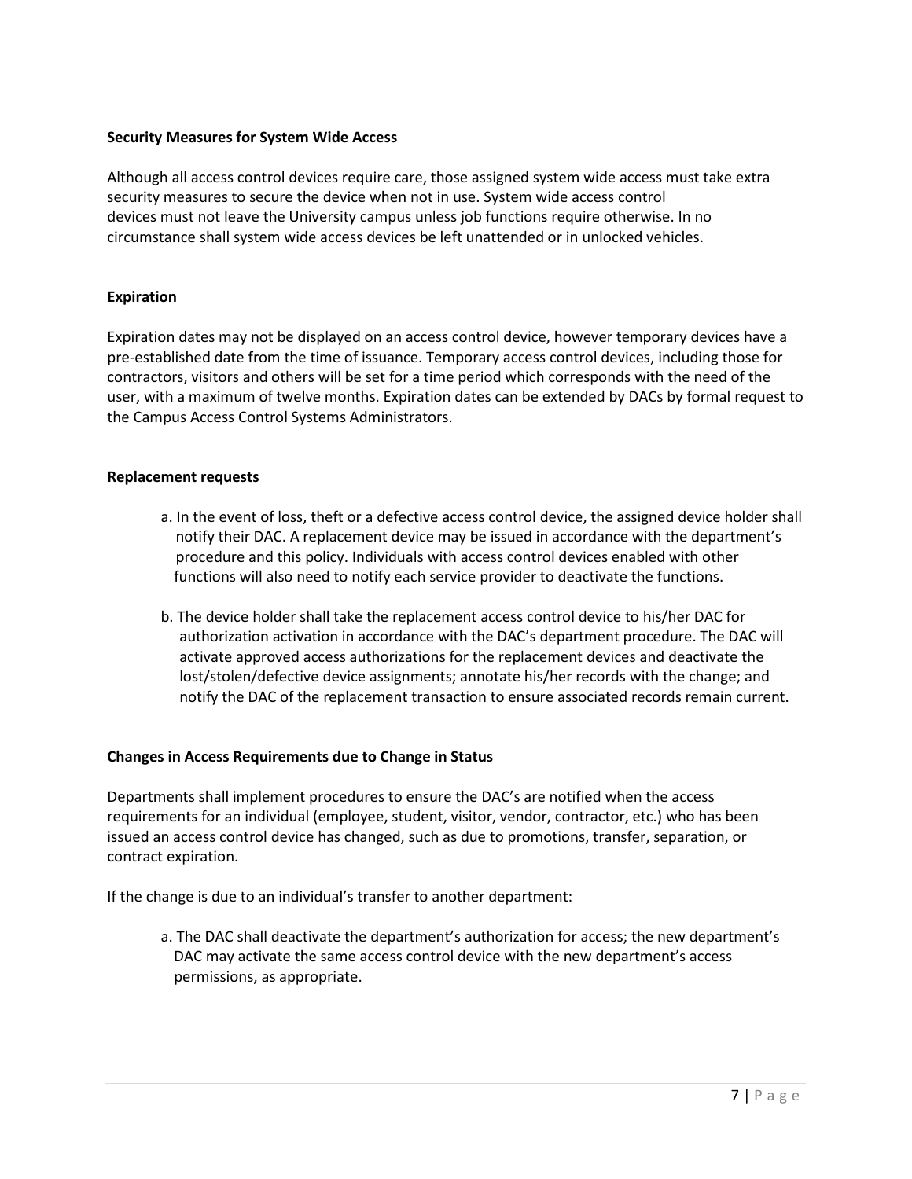**Security Measures for System Wide Access**

Although all access control devices require care, those assigned system wide access must take extra security measures to secure the device when not in use. System wide access control devices must not leave the University campus unless job functions require otherwise. In no circumstance shall system wide access devices be left unattended or in unlocked vehicles.

**Expiration**

Expiration dates may not be displayed on an access control device, however temporary devices have a pre-established date from the time of issuance. Temporary access control devices, including those for contractors, visitors and others will be set for a time period which corresponds with the need of the user, with a maximum of twelve months. Expiration dates can be extended by DACs by formal request to the Campus Access Control Systems Administrators.

**Replacement requests**

a. In the event of loss, theft or a defective access control device, the assigned device holder shall notify their DAC. A replacement device may be issued in accordance with the department's procedure and this policy. Individuals with access control devices enabled with other functions will also need to notify each service provider to deactivate the functions.

b. The device holder shall take the replacement access control device to his/her DAC for authorization activation in accordance with the DAC's department procedure. The DAC will activate approved access authorizations for the replacement devices and deactivate the lost/stolen/defective device assignments; annotate his/her records with the change; and notify the DAC of the replacement transaction to ensure associated records remain current.

**Changes in Access Requirements due to Change in Status**

Departments shall implement procedures to ensure the DAC's are notified when the access requirements for an individual (employee, student, visitor, vendor, contractor, etc.) who has been issued an access control device has changed, such as due to promotions, transfer, separation, or contract expiration.

If the change is due to an individual's transfer to another department:

a. The DAC shall deactivate the department's authorization for access; the new department's DAC may activate the same access control device with the new department's access permissions, as appropriate.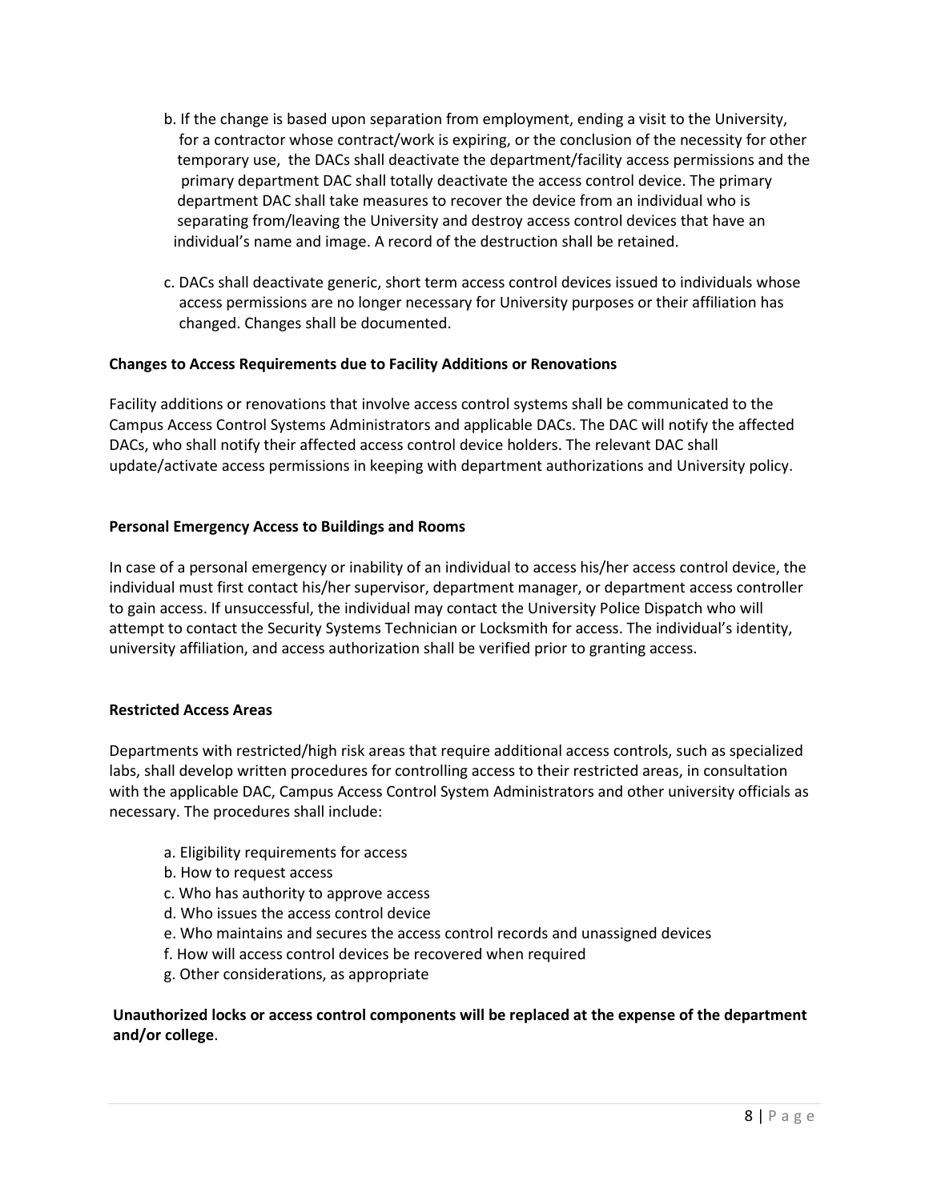b. If the change is based upon separation from employment, ending a visit to the University, for a contractor whose contract/work is expiring, or the conclusion of the necessity for other temporary use, the DACs shall deactivate the department/facility access permissions and the primary department DAC shall totally deactivate the access control device. The primary department DAC shall take measures to recover the device from an individual who is separating from/leaving the University and destroy access control devices that have an individual's name and image. A record of the destruction shall be retained.

c. DACs shall deactivate generic, short term access control devices issued to individuals whose access permissions are no longer necessary for University purposes or their affiliation has changed. Changes shall be documented.

**Changes to Access Requirements due to Facility Additions or Renovations**

Facility additions or renovations that involve access control systems shall be communicated to the Campus Access Control Systems Administrators and applicable DACs. The DAC will notify the affected DACs, who shall notify their affected access control device holders. The relevant DAC shall update/activate access permissions in keeping with department authorizations and University policy.

**Personal Emergency Access to Buildings and Rooms**

In case of a personal emergency or inability of an individual to access his/her access control device, the individual must first contact his/her supervisor, department manager, or department access controller to gain access. If unsuccessful, the individual may contact the University Police Dispatch who will attempt to contact the Security Systems Technician or Locksmith for access. The individual's identity, university affiliation, and access authorization shall be verified prior to granting access.

**Restricted Access Areas**

Departments with restricted/high risk areas that require additional access controls, such as specialized labs, shall develop written procedures for controlling access to their restricted areas, in consultation with the applicable DAC, Campus Access Control System Administrators and other university officials as necessary. The procedures shall include:

a. Eligibility requirements for access
b. How to request access
c. Who has authority to approve access
d. Who issues the access control device
e. Who maintains and secures the access control records and unassigned devices
f. How will access control devices be recovered when required
g. Other considerations, as appropriate

**Unauthorized locks or access control components will be replaced at the expense of the department and/or college**.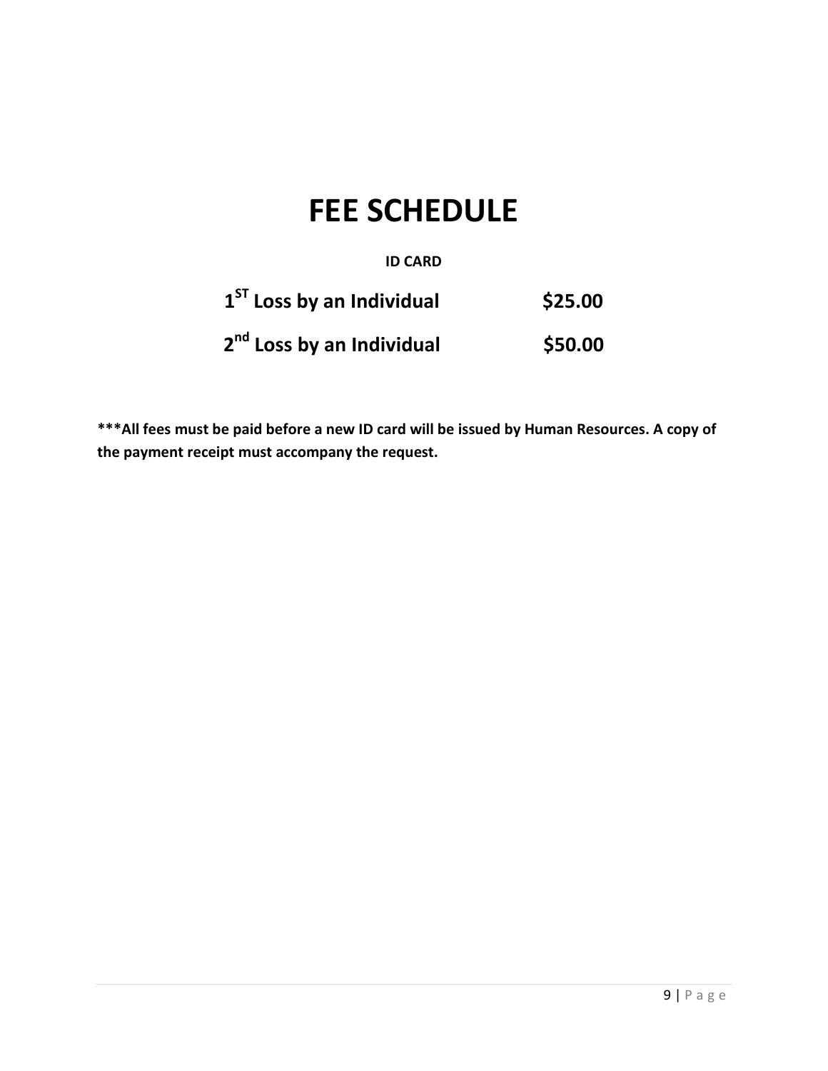# FEE SCHEDULE

**ID CARD**

| | |
|---|---|
| **1ST Loss by an Individual** | **$25.00** |
| **2nd Loss by an Individual** | **$50.00** |

*****All fees must be paid before a new ID card will be issued by Human Resources. A copy of the payment receipt must accompany the request.**